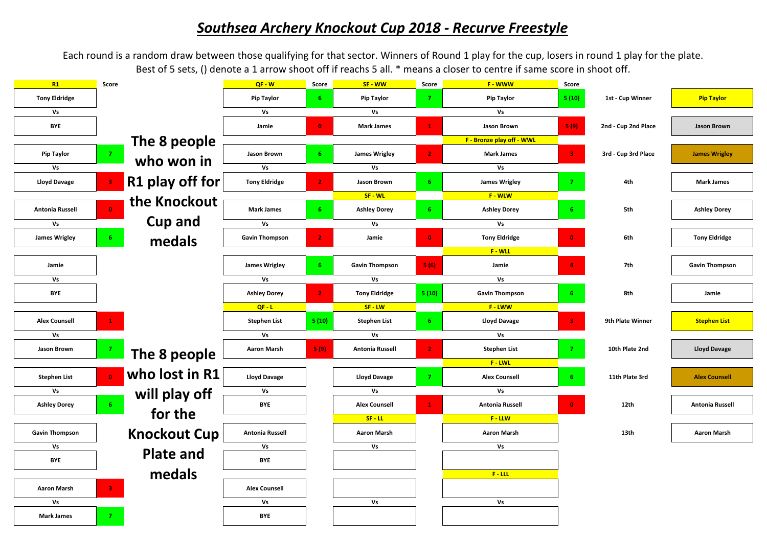# *Southsea Archery Knockout Cup 2018 - Recurve Freestyle*

Each round is a random draw between those qualifying for that sector. Winners of Round 1 play for the cup, losers in round 1 play for the plate. Best of 5 sets, () denote a 1 arrow shoot off if reachs 5 all. * means a closer to centre if same score in shoot off.

## R1

| R1 | Score |
|---|---|
| Tony Eldridge | |
| Vs | |
| BYE | |
| Pip Taylor | 7 |
| Vs | |
| Lloyd Davage | 3 |
| Antonia Russell | 0 |
| Vs | |
| James Wrigley | 6 |
| Jamie | |
| Vs | |
| BYE | |
| Alex Counsell | 1 |
| Vs | |
| Jason Brown | 7 |
| Stephen List | 0 |
| Vs | |
| Ashley Dorey | 6 |
| Gavin Thompson | |
| Vs | |
| BYE | |
| Aaron Marsh | 3 |
| Vs | |
| Mark James | 7 |

**The 8 people who won in R1 play off for the Knockout Cup and medals**

**The 8 people who lost in R1 will play off for the Knockout Cup Plate and medals**

## Quarter Finals

| QF - W | Score |
|---|---|
| Pip Taylor | 6 |
| Vs | |
| Jamie | 0 |
| Jason Brown | 6 |
| Vs | |
| Tony Eldridge | 2 |
| Mark James | 6 |
| Vs | |
| Gavin Thompson | 2 |
| James Wrigley | 6 |
| Vs | |
| Ashley Dorey | 2 |

| QF - L | Score |
|---|---|
| Stephen List | 5 (10) |
| Vs | |
| Aaron Marsh | 5 (9) |
| Lloyd Davage | |
| Vs | |
| BYE | |
| Antonia Russell | |
| Vs | |
| BYE | |
| Alex Counsell | |
| Vs | |
| BYE | |

## Semi Finals

| SF - WW | Score |
|---|---|
| Pip Taylor | 7 |
| Vs | |
| Mark James | 1 |
| James Wrigley | 2 |
| Vs | |
| Jason Brown | 6 |

| SF - WL | Score |
|---|---|
| Ashley Dorey | 6 |
| Vs | |
| Jamie | 0 |
| Gavin Thompson | 5 (6) |
| Vs | |
| Tony Eldridge | 5 (10) |

| SF - LW | Score |
|---|---|
| Stephen List | 6 |
| Vs | |
| Antonia Russell | 2 |
| Lloyd Davage | 7 |
| Vs | |
| Alex Counsell | 1 |

| SF - LL | Score |
|---|---|
| Aaron Marsh | |
| Vs | |
| | |
| | |
| Vs | |
| | |

## Finals

| F - WWW | Score |
|---|---|
| Pip Taylor | 5 (10) |
| Vs | |
| Jason Brown | 5 (9) |

| F - Bronze play off - WWL | Score |
|---|---|
| Mark James | 3 |
| Vs | |
| James Wrigley | 7 |

| F - WLW | Score |
|---|---|
| Ashley Dorey | 6 |
| Vs | |
| Tony Eldridge | 0 |

| F - WLL | Score |
|---|---|
| Jamie | 4 |
| Vs | |
| Gavin Thompson | 6 |

| F - LWW | Score |
|---|---|
| Lloyd Davage | 3 |
| Vs | |
| Stephen List | 7 |

| F - LWL | Score |
|---|---|
| Alex Counsell | 6 |
| Vs | |
| Antonia Russell | 0 |

| F - LLW | Score |
|---|---|
| Aaron Marsh | |
| Vs | |
| | |

| F - LLL | Score |
|---|---|
| | |
| Vs | |
| | |

## Final Placings

| Place | Name |
|---|---|
| 1st - Cup Winner | Pip Taylor |
| 2nd - Cup 2nd Place | Jason Brown |
| 3rd - Cup 3rd Place | James Wrigley |
| 4th | Mark James |
| 5th | Ashley Dorey |
| 6th | Tony Eldridge |
| 7th | Gavin Thompson |
| 8th | Jamie |
| 9th Plate Winner | Stephen List |
| 10th Plate 2nd | Lloyd Davage |
| 11th Plate 3rd | Alex Counsell |
| 12th | Antonia Russell |
| 13th | Aaron Marsh |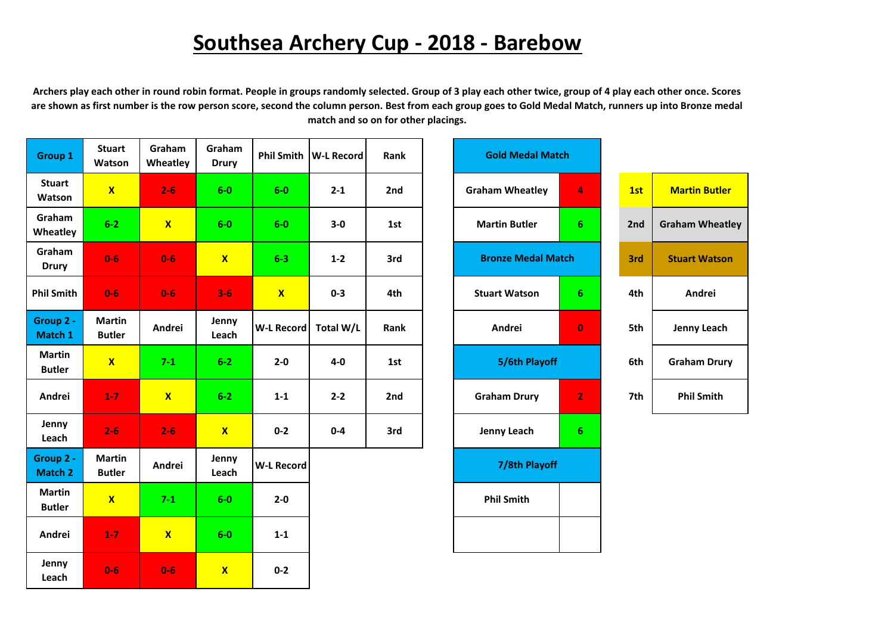# Southsea Archery Cup - 2018 - Barebow

**Archers play each other in round robin format. People in groups randomly selected. Group of 3 play each other twice, group of 4 play each other once. Scores are shown as first number is the row person score, second the column person. Best from each group goes to Gold Medal Match, runners up into Bronze medal match and so on for other placings.**

| Group 1 | Stuart Watson | Graham Wheatley | Graham Drury | Phil Smith | W-L Record | Rank |
|---|---|---|---|---|---|---|
| Stuart Watson | X | 2-6 | 6-0 | 6-0 | 2-1 | 2nd |
| Graham Wheatley | 6-2 | X | 6-0 | 6-0 | 3-0 | 1st |
| Graham Drury | 0-6 | 0-6 | X | 6-3 | 1-2 | 3rd |
| Phil Smith | 0-6 | 0-6 | 3-6 | X | 0-3 | 4th |

| Group 2 - Match 1 | Martin Butler | Andrei | Jenny Leach | W-L Record | Total W/L | Rank |
|---|---|---|---|---|---|---|
| Martin Butler | X | 7-1 | 6-2 | 2-0 | 4-0 | 1st |
| Andrei | 1-7 | X | 6-2 | 1-1 | 2-2 | 2nd |
| Jenny Leach | 2-6 | 2-6 | X | 0-2 | 0-4 | 3rd |

| Group 2 - Match 2 | Martin Butler | Andrei | Jenny Leach | W-L Record |
|---|---|---|---|---|
| Martin Butler | X | 7-1 | 6-0 | 2-0 |
| Andrei | 1-7 | X | 6-0 | 1-1 |
| Jenny Leach | 0-6 | 0-6 | X | 0-2 |

| Gold Medal Match | |
|---|---|
| Graham Wheatley | 4 |
| Martin Butler | 6 |
| **Bronze Medal Match** | |
| Stuart Watson | 6 |
| Andrei | 0 |
| **5/6th Playoff** | |
| Graham Drury | 2 |
| Jenny Leach | 6 |
| **7/8th Playoff** | |
| Phil Smith | |
| | |

| Place | Archer |
|---|---|
| 1st | Martin Butler |
| 2nd | Graham Wheatley |
| 3rd | Stuart Watson |
| 4th | Andrei |
| 5th | Jenny Leach |
| 6th | Graham Drury |
| 7th | Phil Smith |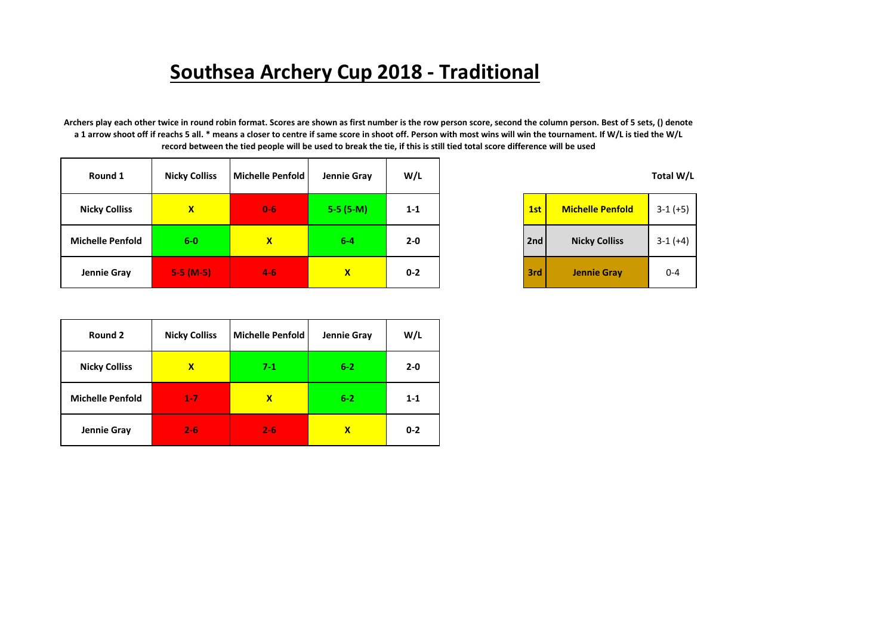# Southsea Archery Cup 2018 - Traditional

**Archers play each other twice in round robin format. Scores are shown as first number is the row person score, second the column person. Best of 5 sets, () denote a 1 arrow shoot off if reachs 5 all. * means a closer to centre if same score in shoot off. Person with most wins will win the tournament. If W/L is tied the W/L record between the tied people will be used to break the tie, if this is still tied total score difference will be used**

| Round 1 | Nicky Colliss | Michelle Penfold | Jennie Gray | W/L |
|---|---|---|---|---|
| Nicky Colliss | X | 0-6 | 5-5 (5-M) | 1-1 |
| Michelle Penfold | 6-0 | X | 6-4 | 2-0 |
| Jennie Gray | 5-5 (M-5) | 4-6 | X | 0-2 |

| | | Total W/L |
|---|---|---|
| 1st | Michelle Penfold | 3-1 (+5) |
| 2nd | Nicky Colliss | 3-1 (+4) |
| 3rd | Jennie Gray | 0-4 |

| Round 2 | Nicky Colliss | Michelle Penfold | Jennie Gray | W/L |
|---|---|---|---|---|
| Nicky Colliss | X | 7-1 | 6-2 | 2-0 |
| Michelle Penfold | 1-7 | X | 6-2 | 1-1 |
| Jennie Gray | 2-6 | 2-6 | X | 0-2 |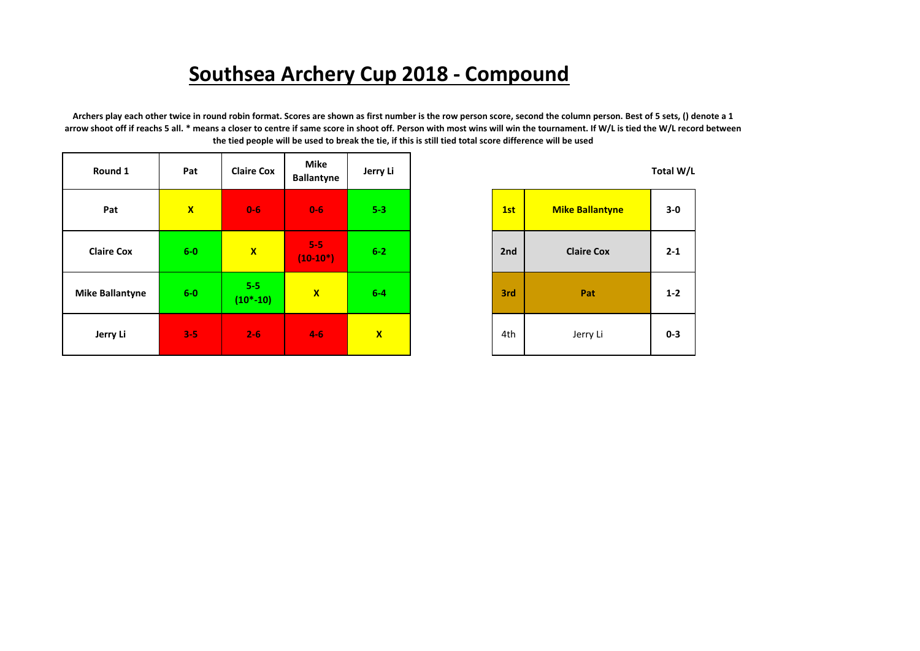# Southsea Archery Cup 2018 - Compound

**Archers play each other twice in round robin format. Scores are shown as first number is the row person score, second the column person. Best of 5 sets, () denote a 1 arrow shoot off if reachs 5 all. * means a closer to centre if same score in shoot off. Person with most wins will win the tournament. If W/L is tied the W/L record between the tied people will be used to break the tie, if this is still tied total score difference will be used**

| Round 1 | Pat | Claire Cox | Mike Ballantyne | Jerry Li |
|---|---|---|---|---|
| **Pat** | X | 0-6 | 0-6 | 5-3 |
| **Claire Cox** | 6-0 | X | 5-5 (10-10*) | 6-2 |
| **Mike Ballantyne** | 6-0 | 5-5 (10*-10) | X | 6-4 |
| **Jerry Li** | 3-5 | 2-6 | 4-6 | X |

| | | Total W/L |
|---|---|---|
| 1st | Mike Ballantyne | 3-0 |
| 2nd | Claire Cox | 2-1 |
| 3rd | Pat | 1-2 |
| 4th | Jerry Li | 0-3 |